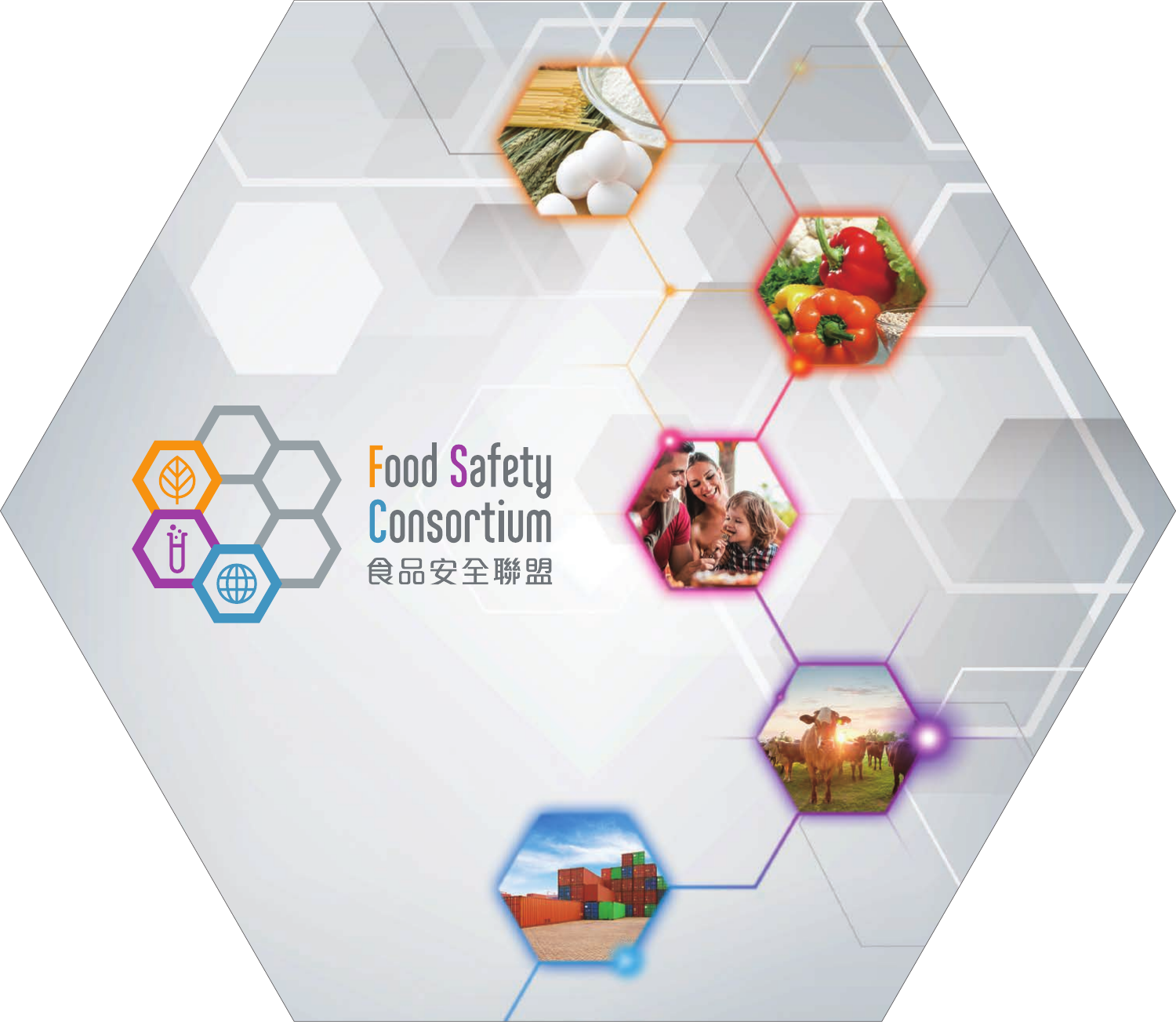# Food Safety Consortium

# 食品安全聯盟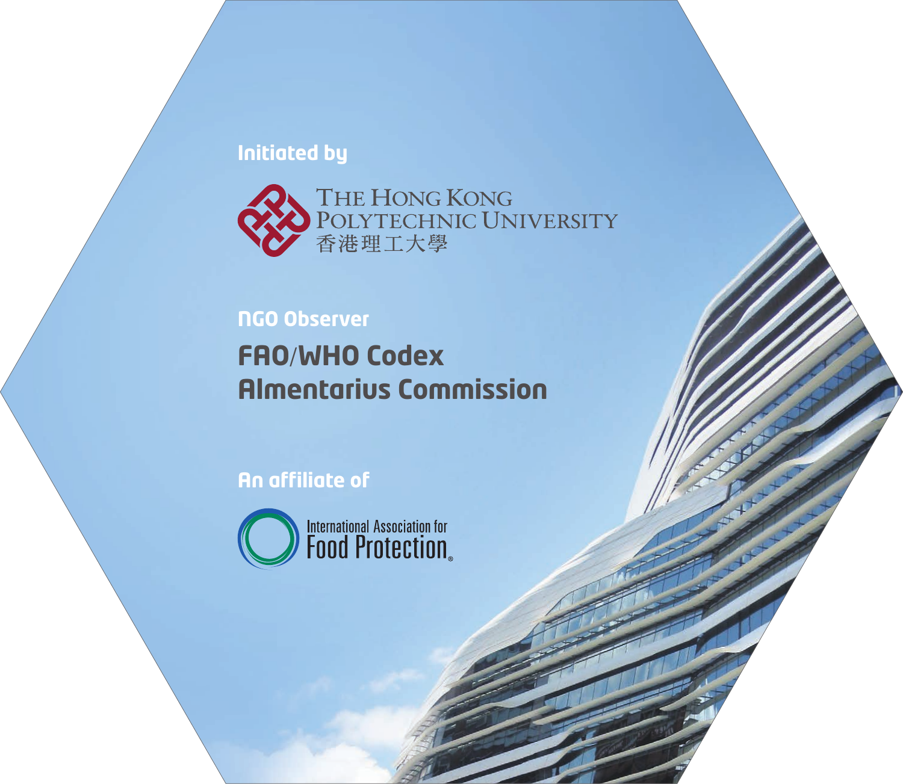**Initiated by**

THE HONG KONG POLYTECHNIC UNIVERSITY
香港理工大學

**NGO Observer**

**FAO/WHO Codex Almentarius Commission**

**An affiliate of**

International Association for Food Protection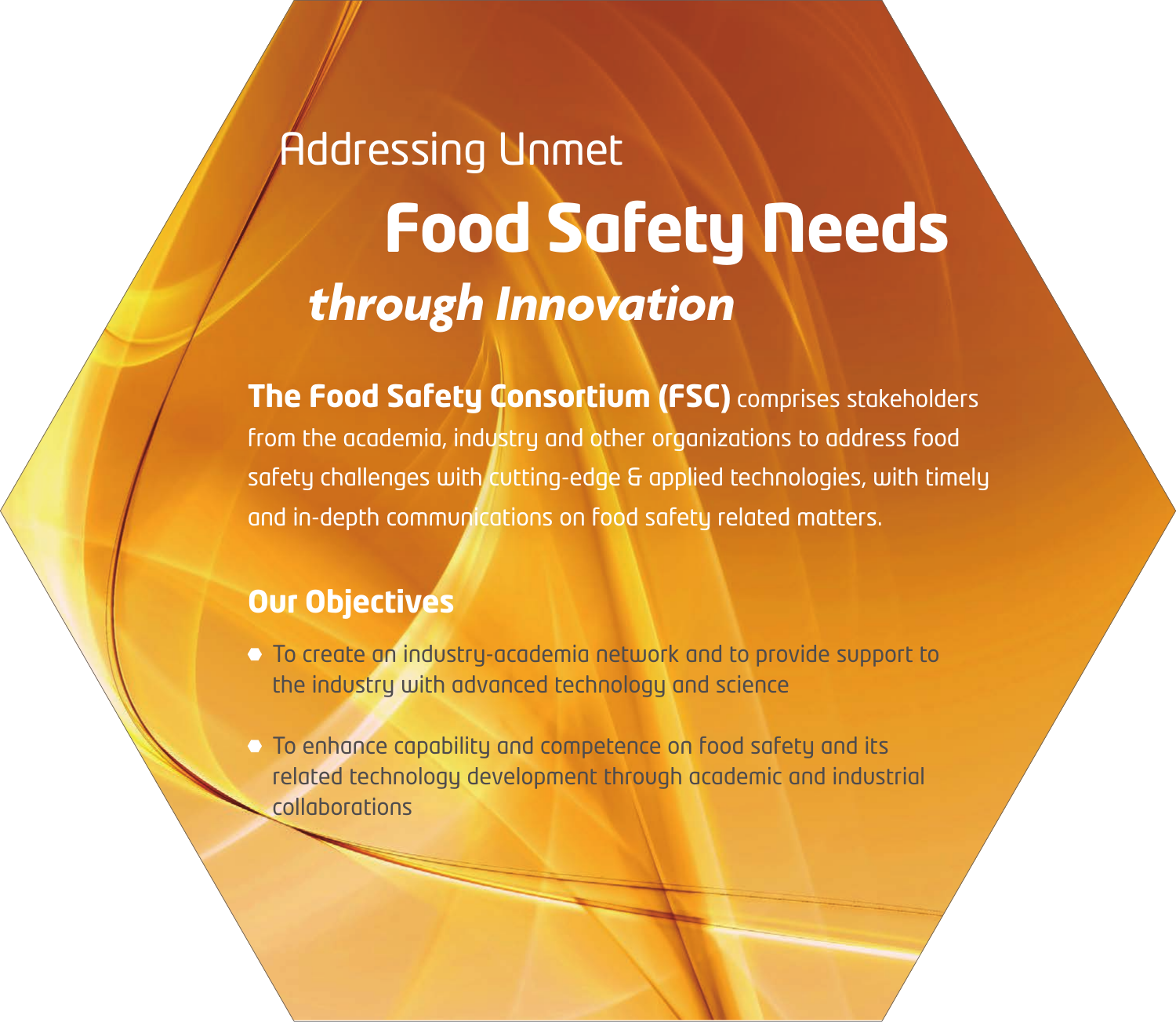# Addressing Unmet Food Safety Needs *through Innovation*

**The Food Safety Consortium (FSC)** comprises stakeholders from the academia, industry and other organizations to address food safety challenges with cutting-edge & applied technologies, with timely and in-depth communications on food safety related matters.

## Our Objectives

- To create an industry-academia network and to provide support to the industry with advanced technology and science
- To enhance capability and competence on food safety and its related technology development through academic and industrial collaborations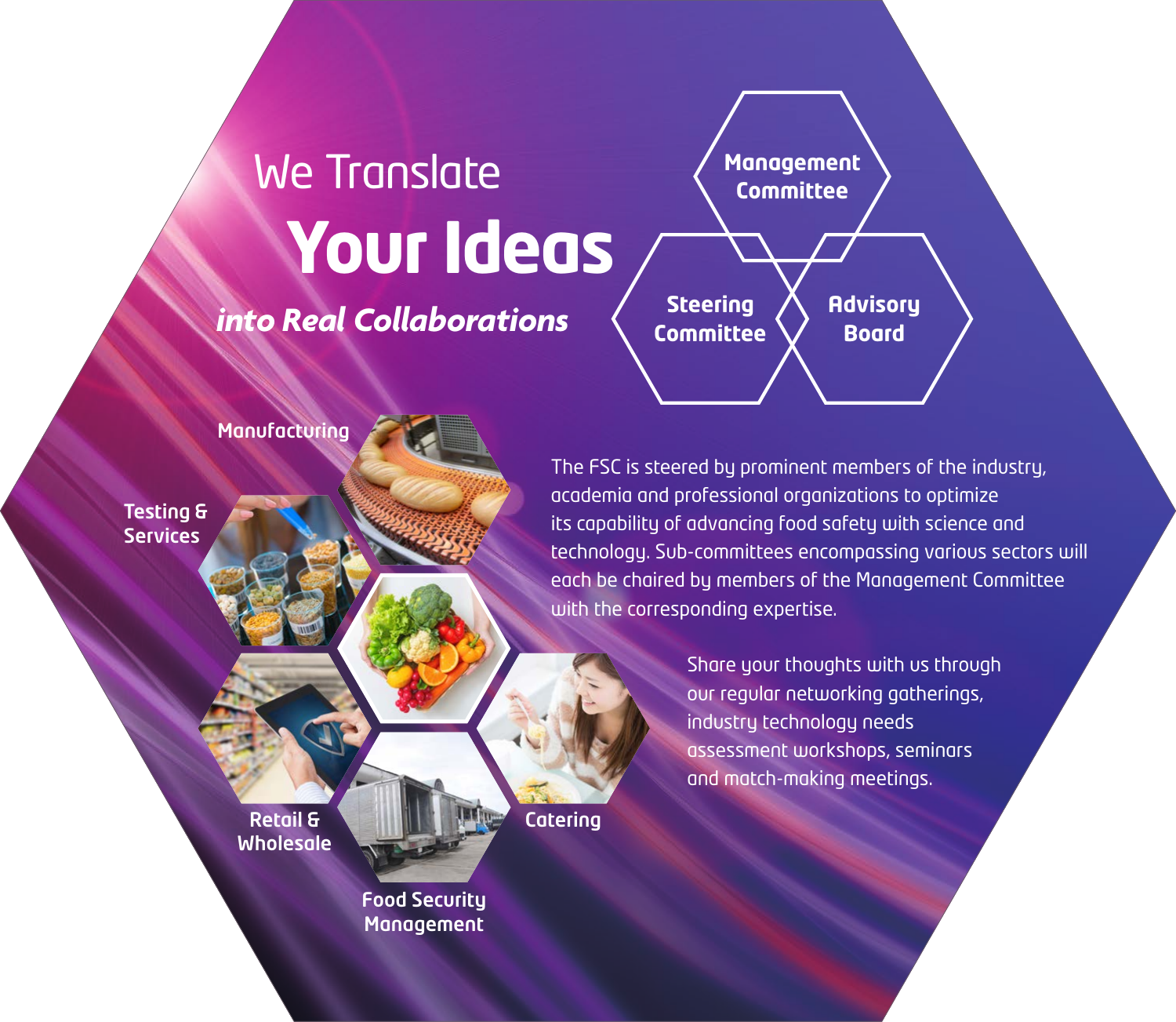# We Translate **Your Ideas** *into Real Collaborations*

- Management Committee
- Steering Committee
- Advisory Board

The FSC is steered by prominent members of the industry, academia and professional organizations to optimize its capability of advancing food safety with science and technology. Sub-committees encompassing various sectors will each be chaired by members of the Management Committee with the corresponding expertise.

- Manufacturing
- Testing & Services
- Retail & Wholesale
- Catering
- Food Security Management

Share your thoughts with us through our regular networking gatherings, industry technology needs assessment workshops, seminars and match-making meetings.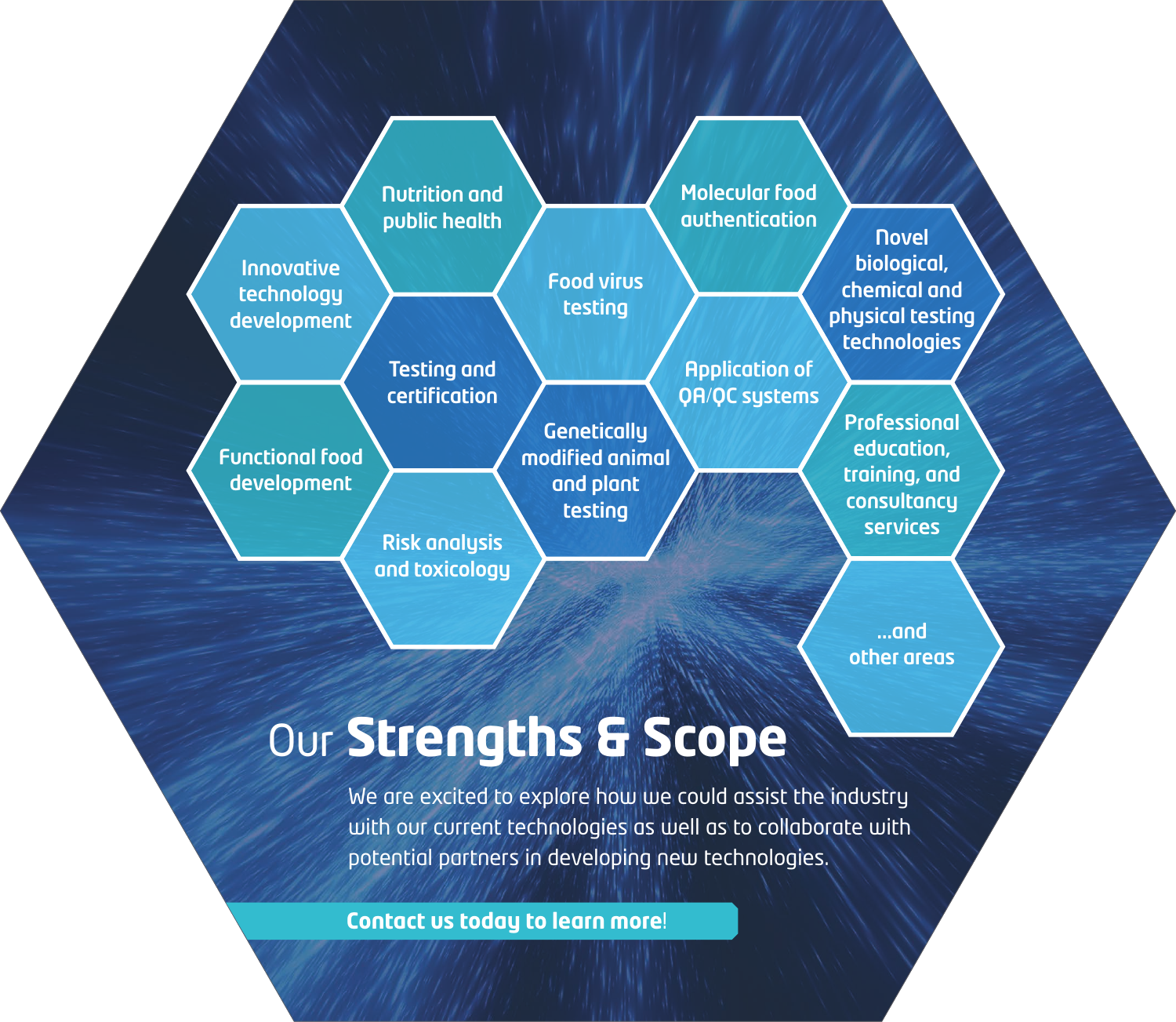- Nutrition and public health
- Innovative technology development
- Testing and certification
- Food virus testing
- Molecular food authentication
- Novel biological, chemical and physical testing technologies
- Application of QA/QC systems
- Functional food development
- Genetically modified animal and plant testing
- Risk analysis and toxicology
- Professional education, training, and consultancy services
- ...and other areas

# Our **Strengths & Scope**

We are excited to explore how we could assist the industry with our current technologies as well as to collaborate with potential partners in developing new technologies.

**Contact us today to learn more!**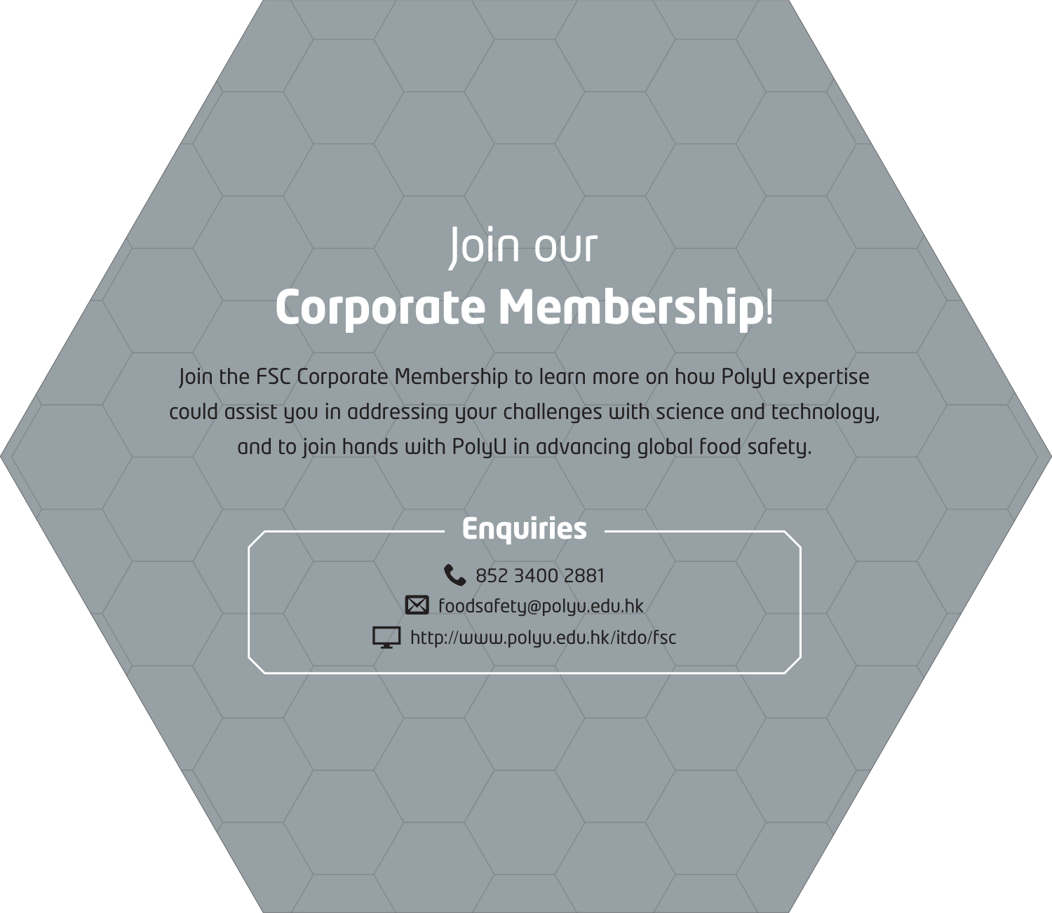# Join our **Corporate Membership**!

Join the FSC Corporate Membership to learn more on how PolyU expertise could assist you in addressing your challenges with science and technology, and to join hands with PolyU in advancing global food safety.

## Enquiries

852 3400 2881

foodsafety@polyu.edu.hk

http://www.polyu.edu.hk/itdo/fsc